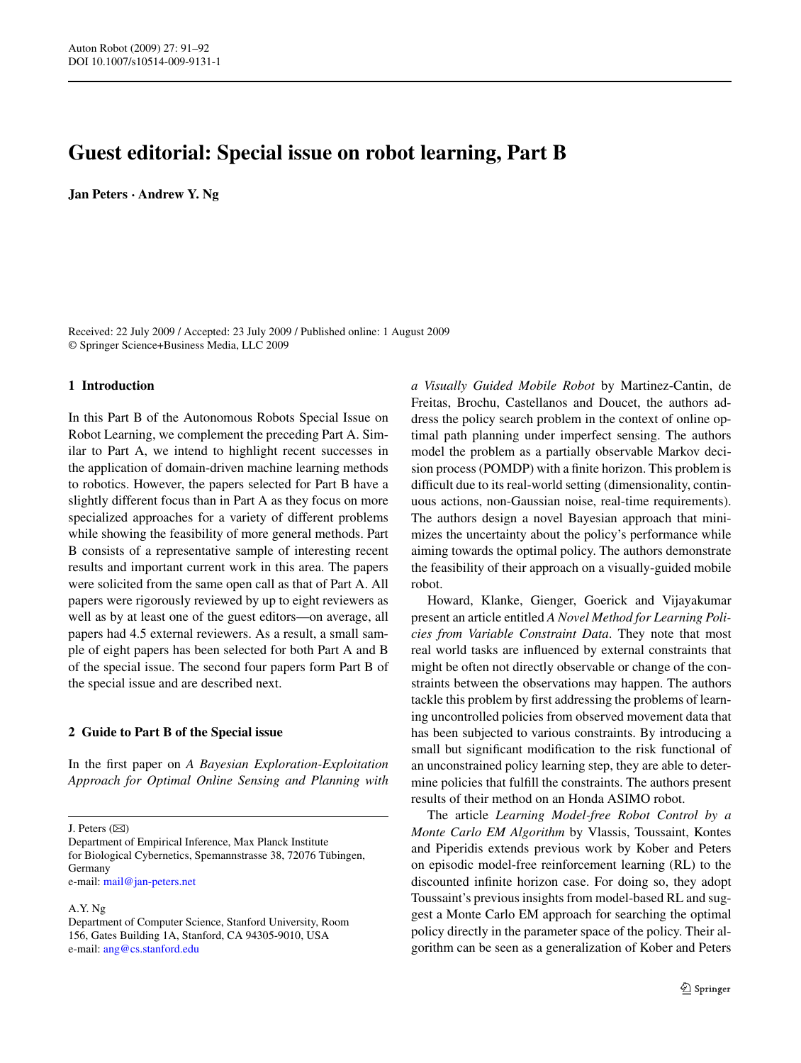# Guest editorial: Special issue on robot learning, Part B

**Jan Peters · Andrew Y. Ng**

Received: 22 July 2009 / Accepted: 23 July 2009 / Published online: 1 August 2009
© Springer Science+Business Media, LLC 2009

## 1 Introduction

In this Part B of the Autonomous Robots Special Issue on Robot Learning, we complement the preceding Part A. Similar to Part A, we intend to highlight recent successes in the application of domain-driven machine learning methods to robotics. However, the papers selected for Part B have a slightly different focus than in Part A as they focus on more specialized approaches for a variety of different problems while showing the feasibility of more general methods. Part B consists of a representative sample of interesting recent results and important current work in this area. The papers were solicited from the same open call as that of Part A. All papers were rigorously reviewed by up to eight reviewers as well as by at least one of the guest editors—on average, all papers had 4.5 external reviewers. As a result, a small sample of eight papers has been selected for both Part A and B of the special issue. The second four papers form Part B of the special issue and are described next.

## 2 Guide to Part B of the Special issue

In the first paper on *A Bayesian Exploration-Exploitation Approach for Optimal Online Sensing and Planning with a Visually Guided Mobile Robot* by Martinez-Cantin, de Freitas, Brochu, Castellanos and Doucet, the authors address the policy search problem in the context of online optimal path planning under imperfect sensing. The authors model the problem as a partially observable Markov decision process (POMDP) with a finite horizon. This problem is difficult due to its real-world setting (dimensionality, continuous actions, non-Gaussian noise, real-time requirements). The authors design a novel Bayesian approach that minimizes the uncertainty about the policy's performance while aiming towards the optimal policy. The authors demonstrate the feasibility of their approach on a visually-guided mobile robot.

Howard, Klanke, Gienger, Goerick and Vijayakumar present an article entitled *A Novel Method for Learning Policies from Variable Constraint Data*. They note that most real world tasks are influenced by external constraints that might be often not directly observable or change of the constraints between the observations may happen. The authors tackle this problem by first addressing the problems of learning uncontrolled policies from observed movement data that has been subjected to various constraints. By introducing a small but significant modification to the risk functional of an unconstrained policy learning step, they are able to determine policies that fulfill the constraints. The authors present results of their method on an Honda ASIMO robot.

The article *Learning Model-free Robot Control by a Monte Carlo EM Algorithm* by Vlassis, Toussaint, Kontes and Piperidis extends previous work by Kober and Peters on episodic model-free reinforcement learning (RL) to the discounted infinite horizon case. For doing so, they adopt Toussaint's previous insights from model-based RL and suggest a Monte Carlo EM approach for searching the optimal policy directly in the parameter space of the policy. Their algorithm can be seen as a generalization of Kober and Peters

J. Peters (✉)
Department of Empirical Inference, Max Planck Institute for Biological Cybernetics, Spemannstrasse 38, 72076 Tübingen, Germany
e-mail: mail@jan-peters.net

A.Y. Ng
Department of Computer Science, Stanford University, Room 156, Gates Building 1A, Stanford, CA 94305-9010, USA
e-mail: ang@cs.stanford.edu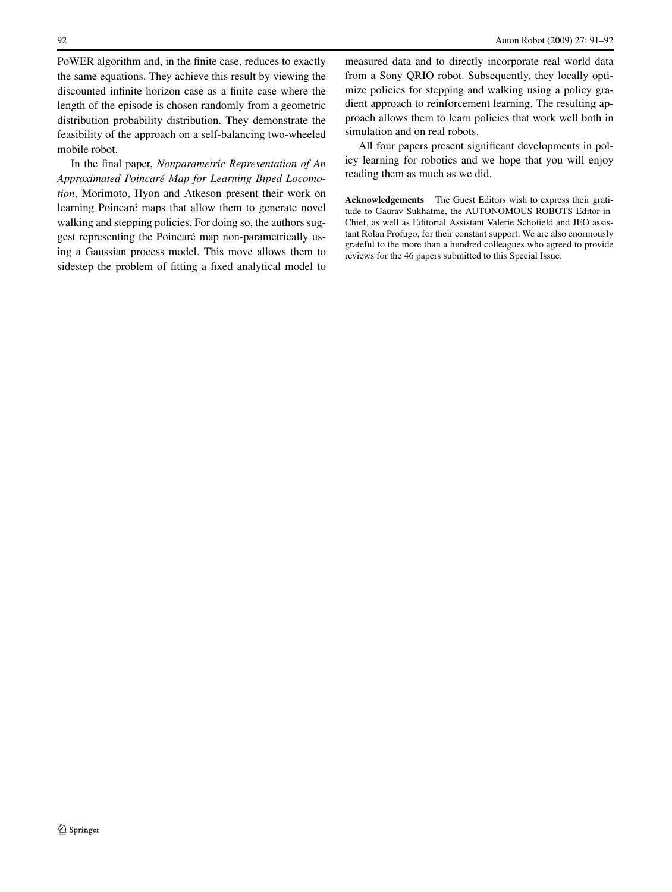PoWER algorithm and, in the finite case, reduces to exactly the same equations. They achieve this result by viewing the discounted infinite horizon case as a finite case where the length of the episode is chosen randomly from a geometric distribution probability distribution. They demonstrate the feasibility of the approach on a self-balancing two-wheeled mobile robot.

In the final paper, *Nonparametric Representation of An Approximated Poincaré Map for Learning Biped Locomotion*, Morimoto, Hyon and Atkeson present their work on learning Poincaré maps that allow them to generate novel walking and stepping policies. For doing so, the authors suggest representing the Poincaré map non-parametrically using a Gaussian process model. This move allows them to sidestep the problem of fitting a fixed analytical model to measured data and to directly incorporate real world data from a Sony QRIO robot. Subsequently, they locally optimize policies for stepping and walking using a policy gradient approach to reinforcement learning. The resulting approach allows them to learn policies that work well both in simulation and on real robots.

All four papers present significant developments in policy learning for robotics and we hope that you will enjoy reading them as much as we did.

**Acknowledgements** The Guest Editors wish to express their gratitude to Gaurav Sukhatme, the AUTONOMOUS ROBOTS Editor-in-Chief, as well as Editorial Assistant Valerie Schofield and JEO assistant Rolan Profugo, for their constant support. We are also enormously grateful to the more than a hundred colleagues who agreed to provide reviews for the 46 papers submitted to this Special Issue.